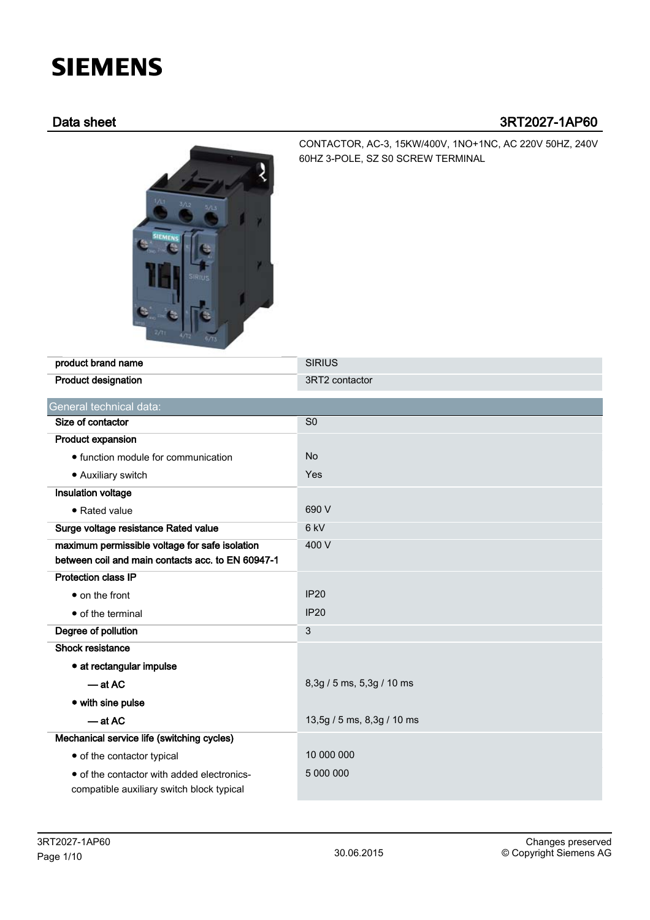# SIEMENS

## Data sheet 3RT2027-1AP60

CONTACTOR, AC-3, 15KW/400V, 1NO+1NC, AC 220V 50HZ, 240V 60HZ 3-POLE, SZ S0 SCREW TERMINAL

| | |
|---|---|
| product brand name | SIRIUS |
| Product designation | 3RT2 contactor |

| General technical data: | |
|---|---|
| Size of contactor | S0 |
| Product expansion | |
| • function module for communication | No |
| • Auxiliary switch | Yes |
| Insulation voltage | |
| • Rated value | 690 V |
| Surge voltage resistance Rated value | 6 kV |
| maximum permissible voltage for safe isolation between coil and main contacts acc. to EN 60947-1 | 400 V |
| Protection class IP | |
| • on the front | IP20 |
| • of the terminal | IP20 |
| Degree of pollution | 3 |
| Shock resistance | |
| • at rectangular impulse | |
| — at AC | 8,3g / 5 ms, 5,3g / 10 ms |
| • with sine pulse | |
| — at AC | 13,5g / 5 ms, 8,3g / 10 ms |
| Mechanical service life (switching cycles) | |
| • of the contactor typical | 10 000 000 |
| • of the contactor with added electronics-compatible auxiliary switch block typical | 5 000 000 |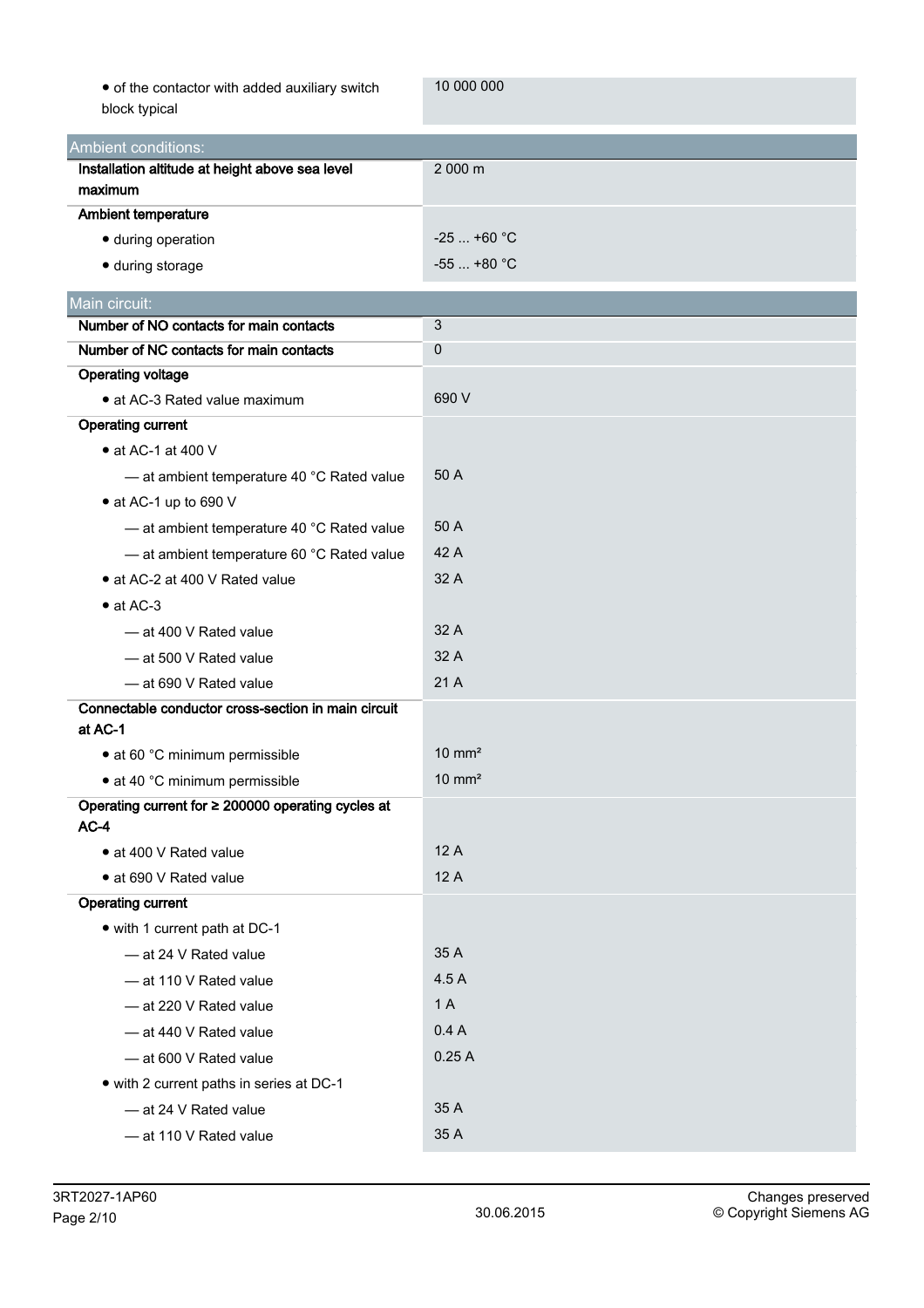| | |
|---|---|
| • of the contractor with added auxiliary switch block typical | 10 000 000 |

| Ambient conditions: | |
|---|---|
| **Installation altitude at height above sea level maximum** | 2 000 m |
| **Ambient temperature** | |
| • during operation | -25 ... +60 °C |
| • during storage | -55 ... +80 °C |

| Main circuit: | |
|---|---|
| **Number of NO contacts for main contacts** | 3 |
| **Number of NC contacts for main contacts** | 0 |
| **Operating voltage** | |
| • at AC-3 Rated value maximum | 690 V |
| **Operating current** | |
| • at AC-1 at 400 V | |
| — at ambient temperature 40 °C Rated value | 50 A |
| • at AC-1 up to 690 V | |
| — at ambient temperature 40 °C Rated value | 50 A |
| — at ambient temperature 60 °C Rated value | 42 A |
| • at AC-2 at 400 V Rated value | 32 A |
| • at AC-3 | |
| — at 400 V Rated value | 32 A |
| — at 500 V Rated value | 32 A |
| — at 690 V Rated value | 21 A |
| **Connectable conductor cross-section in main circuit at AC-1** | |
| • at 60 °C minimum permissible | 10 mm² |
| • at 40 °C minimum permissible | 10 mm² |
| **Operating current for ≥ 200000 operating cycles at AC-4** | |
| • at 400 V Rated value | 12 A |
| • at 690 V Rated value | 12 A |
| **Operating current** | |
| • with 1 current path at DC-1 | |
| — at 24 V Rated value | 35 A |
| — at 110 V Rated value | 4.5 A |
| — at 220 V Rated value | 1 A |
| — at 440 V Rated value | 0.4 A |
| — at 600 V Rated value | 0.25 A |
| • with 2 current paths in series at DC-1 | |
| — at 24 V Rated value | 35 A |
| — at 110 V Rated value | 35 A |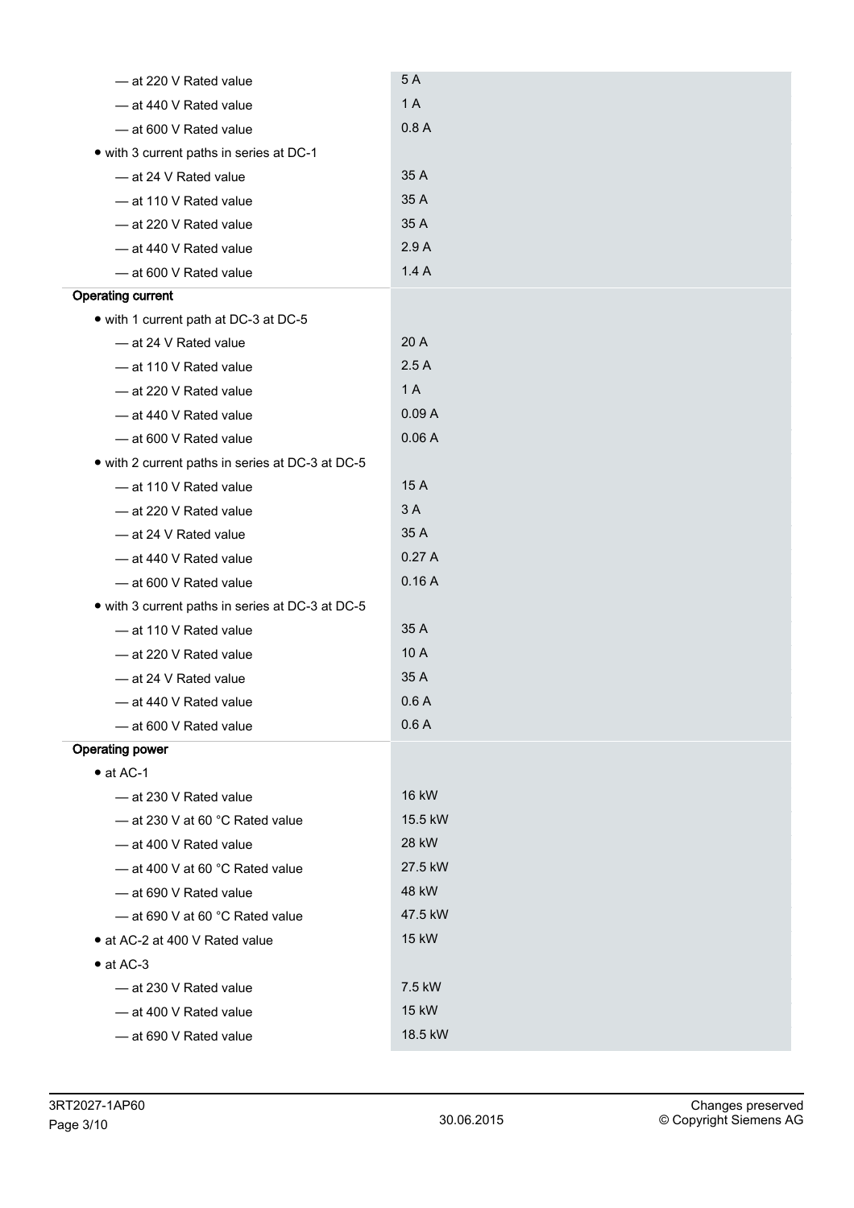| | |
|---|---|
| — at 220 V Rated value | 5 A |
| — at 440 V Rated value | 1 A |
| — at 600 V Rated value | 0.8 A |
| • with 3 current paths in series at DC-1 | |
| — at 24 V Rated value | 35 A |
| — at 110 V Rated value | 35 A |
| — at 220 V Rated value | 35 A |
| — at 440 V Rated value | 2.9 A |
| — at 600 V Rated value | 1.4 A |
| **Operating current** | |
| • with 1 current path at DC-3 at DC-5 | |
| — at 24 V Rated value | 20 A |
| — at 110 V Rated value | 2.5 A |
| — at 220 V Rated value | 1 A |
| — at 440 V Rated value | 0.09 A |
| — at 600 V Rated value | 0.06 A |
| • with 2 current paths in series at DC-3 at DC-5 | |
| — at 110 V Rated value | 15 A |
| — at 220 V Rated value | 3 A |
| — at 24 V Rated value | 35 A |
| — at 440 V Rated value | 0.27 A |
| — at 600 V Rated value | 0.16 A |
| • with 3 current paths in series at DC-3 at DC-5 | |
| — at 110 V Rated value | 35 A |
| — at 220 V Rated value | 10 A |
| — at 24 V Rated value | 35 A |
| — at 440 V Rated value | 0.6 A |
| — at 600 V Rated value | 0.6 A |
| **Operating power** | |
| • at AC-1 | |
| — at 230 V Rated value | 16 kW |
| — at 230 V at 60 °C Rated value | 15.5 kW |
| — at 400 V Rated value | 28 kW |
| — at 400 V at 60 °C Rated value | 27.5 kW |
| — at 690 V Rated value | 48 kW |
| — at 690 V at 60 °C Rated value | 47.5 kW |
| • at AC-2 at 400 V Rated value | 15 kW |
| • at AC-3 | |
| — at 230 V Rated value | 7.5 kW |
| — at 400 V Rated value | 15 kW |
| — at 690 V Rated value | 18.5 kW |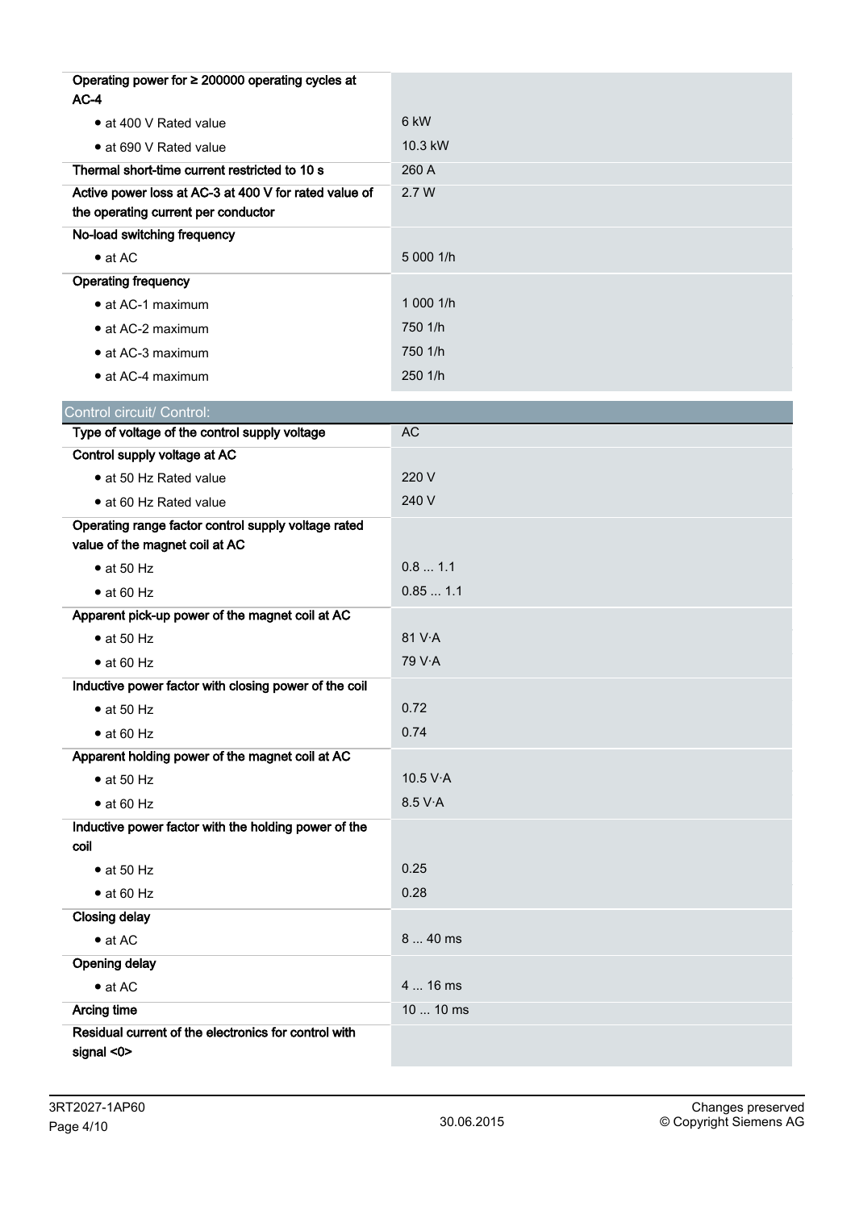| | |
|---|---|
| **Operating power for ≥ 200000 operating cycles at AC-4** | |
| • at 400 V Rated value | 6 kW |
| • at 690 V Rated value | 10.3 kW |
| **Thermal short-time current restricted to 10 s** | 260 A |
| **Active power loss at AC-3 at 400 V for rated value of the operating current per conductor** | 2.7 W |
| **No-load switching frequency** | |
| • at AC | 5 000 1/h |
| **Operating frequency** | |
| • at AC-1 maximum | 1 000 1/h |
| • at AC-2 maximum | 750 1/h |
| • at AC-3 maximum | 750 1/h |
| • at AC-4 maximum | 250 1/h |

## Control circuit/ Control:

| | |
|---|---|
| **Type of voltage of the control supply voltage** | AC |
| **Control supply voltage at AC** | |
| • at 50 Hz Rated value | 220 V |
| • at 60 Hz Rated value | 240 V |
| **Operating range factor control supply voltage rated value of the magnet coil at AC** | |
| • at 50 Hz | 0.8 ... 1.1 |
| • at 60 Hz | 0.85 ... 1.1 |
| **Apparent pick-up power of the magnet coil at AC** | |
| • at 50 Hz | 81 V·A |
| • at 60 Hz | 79 V·A |
| **Inductive power factor with closing power of the coil** | |
| • at 50 Hz | 0.72 |
| • at 60 Hz | 0.74 |
| **Apparent holding power of the magnet coil at AC** | |
| • at 50 Hz | 10.5 V·A |
| • at 60 Hz | 8.5 V·A |
| **Inductive power factor with the holding power of the coil** | |
| • at 50 Hz | 0.25 |
| • at 60 Hz | 0.28 |
| **Closing delay** | |
| • at AC | 8 ... 40 ms |
| **Opening delay** | |
| • at AC | 4 ... 16 ms |
| **Arcing time** | 10 ... 10 ms |
| **Residual current of the electronics for control with signal <0>** | |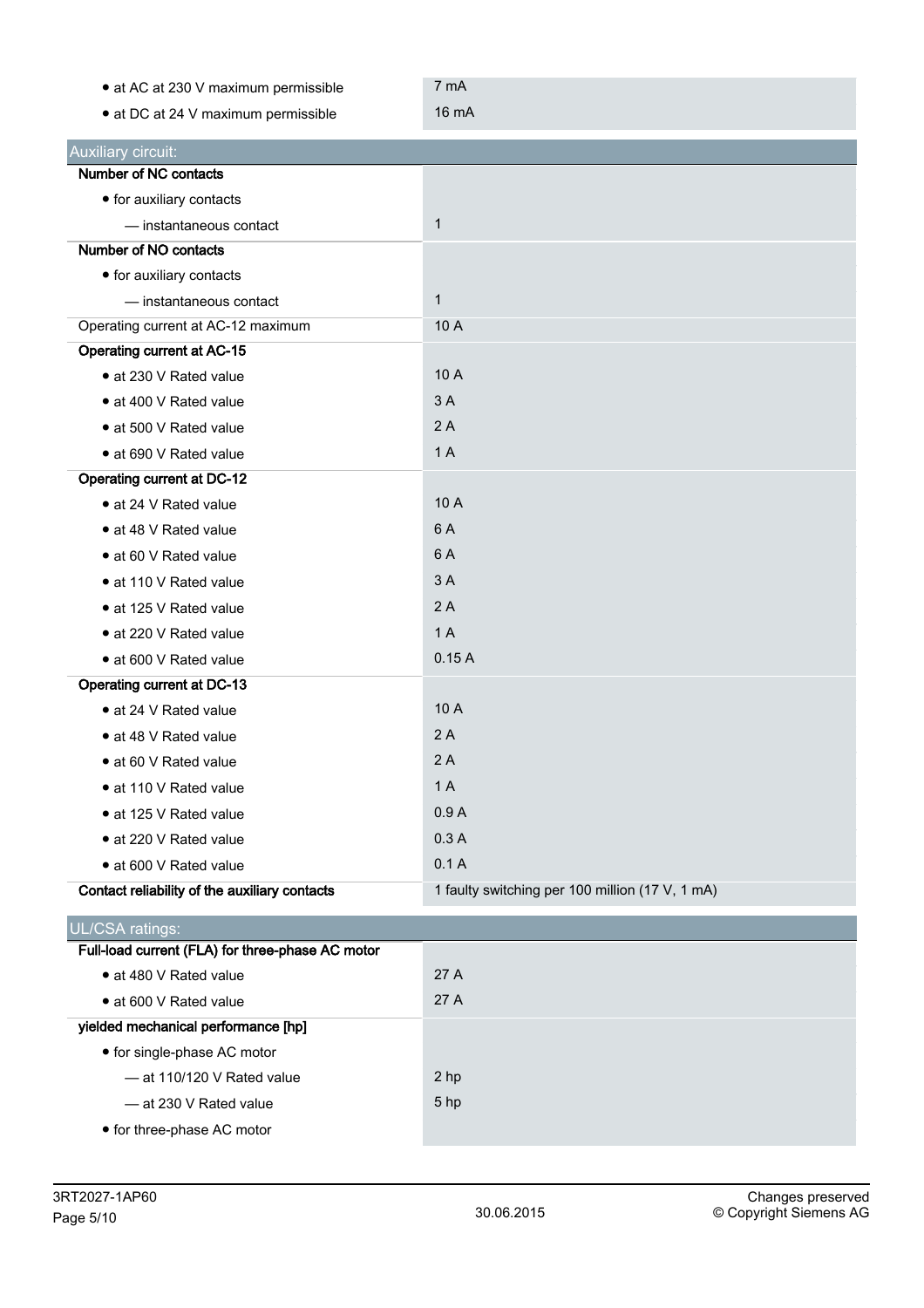| | |
|---|---|
| • at AC at 230 V maximum permissible | 7 mA |
| • at DC at 24 V maximum permissible | 16 mA |

## Auxiliary circuit:

| | |
|---|---|
| **Number of NC contacts** | |
| • for auxiliary contacts | |
| — instantaneous contact | 1 |
| **Number of NO contacts** | |
| • for auxiliary contacts | |
| — instantaneous contact | 1 |
| Operating current at AC-12 maximum | 10 A |
| **Operating current at AC-15** | |
| • at 230 V Rated value | 10 A |
| • at 400 V Rated value | 3 A |
| • at 500 V Rated value | 2 A |
| • at 690 V Rated value | 1 A |
| **Operating current at DC-12** | |
| • at 24 V Rated value | 10 A |
| • at 48 V Rated value | 6 A |
| • at 60 V Rated value | 6 A |
| • at 110 V Rated value | 3 A |
| • at 125 V Rated value | 2 A |
| • at 220 V Rated value | 1 A |
| • at 600 V Rated value | 0.15 A |
| **Operating current at DC-13** | |
| • at 24 V Rated value | 10 A |
| • at 48 V Rated value | 2 A |
| • at 60 V Rated value | 2 A |
| • at 110 V Rated value | 1 A |
| • at 125 V Rated value | 0.9 A |
| • at 220 V Rated value | 0.3 A |
| • at 600 V Rated value | 0.1 A |
| **Contact reliability of the auxiliary contacts** | 1 faulty switching per 100 million (17 V, 1 mA) |

## UL/CSA ratings:

| | |
|---|---|
| **Full-load current (FLA) for three-phase AC motor** | |
| • at 480 V Rated value | 27 A |
| • at 600 V Rated value | 27 A |
| **yielded mechanical performance [hp]** | |
| • for single-phase AC motor | |
| — at 110/120 V Rated value | 2 hp |
| — at 230 V Rated value | 5 hp |
| • for three-phase AC motor | |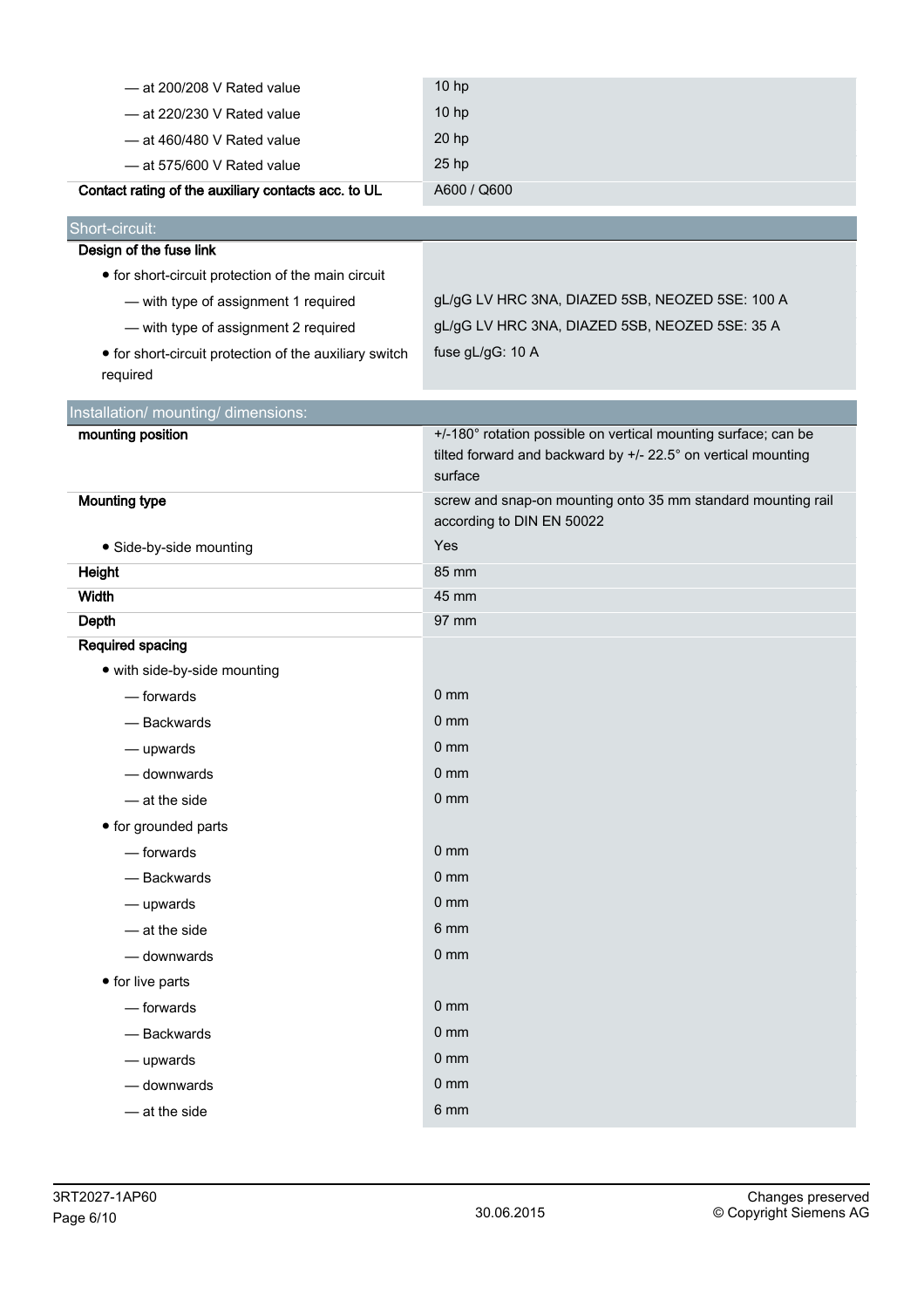| | |
|---|---|
| — at 200/208 V Rated value | 10 hp |
| — at 220/230 V Rated value | 10 hp |
| — at 460/480 V Rated value | 20 hp |
| — at 575/600 V Rated value | 25 hp |
| **Contact rating of the auxiliary contacts acc. to UL** | A600 / Q600 |

| Short-circuit: | |
|---|---|
| **Design of the fuse link** | |
| • for short-circuit protection of the main circuit | |
| — with type of assignment 1 required | gL/gG LV HRC 3NA, DIAZED 5SB, NEOZED 5SE: 100 A |
| — with type of assignment 2 required | gL/gG LV HRC 3NA, DIAZED 5SB, NEOZED 5SE: 35 A |
| • for short-circuit protection of the auxiliary switch required | fuse gL/gG: 10 A |

| Installation/ mounting/ dimensions: | |
|---|---|
| **mounting position** | +/-180° rotation possible on vertical mounting surface; can be tilted forward and backward by +/- 22.5° on vertical mounting surface |
| **Mounting type** | screw and snap-on mounting onto 35 mm standard mounting rail according to DIN EN 50022 |
| • Side-by-side mounting | Yes |
| **Height** | 85 mm |
| **Width** | 45 mm |
| **Depth** | 97 mm |
| **Required spacing** | |
| • with side-by-side mounting | |
| — forwards | 0 mm |
| — Backwards | 0 mm |
| — upwards | 0 mm |
| — downwards | 0 mm |
| — at the side | 0 mm |
| • for grounded parts | |
| — forwards | 0 mm |
| — Backwards | 0 mm |
| — upwards | 0 mm |
| — at the side | 6 mm |
| — downwards | 0 mm |
| • for live parts | |
| — forwards | 0 mm |
| — Backwards | 0 mm |
| — upwards | 0 mm |
| — downwards | 0 mm |
| — at the side | 6 mm |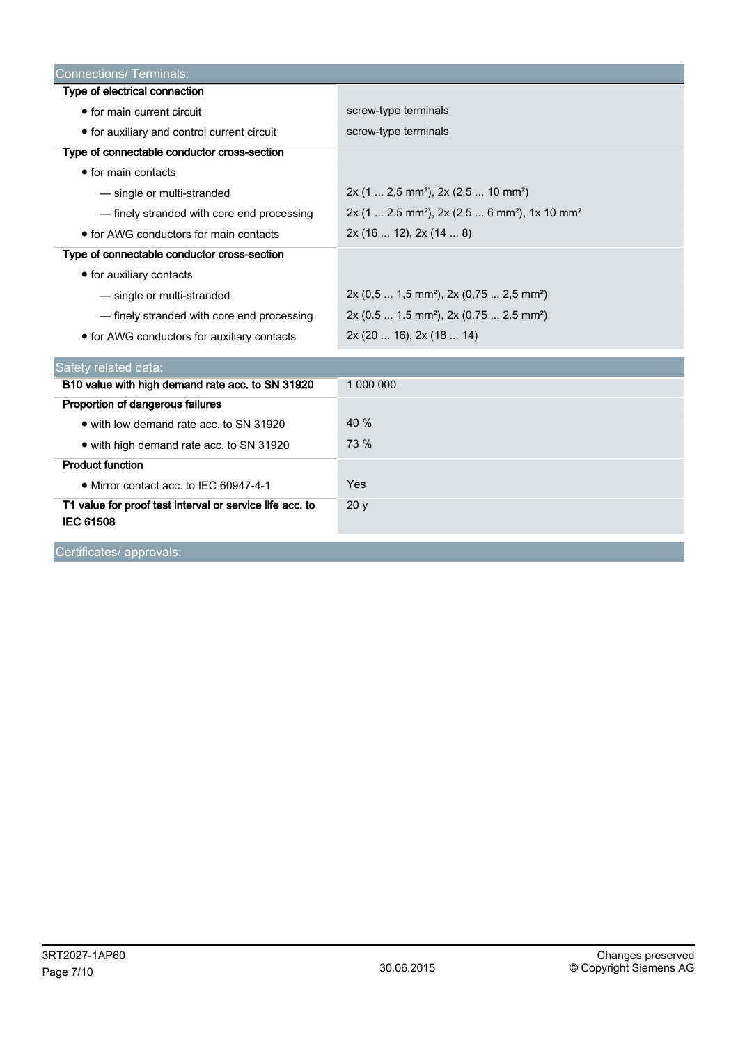## Connections/ Terminals:

| | |
|---|---|
| **Type of electrical connection** | |
| • for main current circuit | screw-type terminals |
| • for auxiliary and control current circuit | screw-type terminals |
| **Type of connectable conductor cross-section** | |
| • for main contacts | |
| — single or multi-stranded | 2x (1 ... 2,5 mm²), 2x (2,5 ... 10 mm²) |
| — finely stranded with core end processing | 2x (1 ... 2.5 mm²), 2x (2.5 ... 6 mm²), 1x 10 mm² |
| • for AWG conductors for main contacts | 2x (16 ... 12), 2x (14 ... 8) |
| **Type of connectable conductor cross-section** | |
| • for auxiliary contacts | |
| — single or multi-stranded | 2x (0,5 ... 1,5 mm²), 2x (0,75 ... 2,5 mm²) |
| — finely stranded with core end processing | 2x (0.5 ... 1.5 mm²), 2x (0.75 ... 2.5 mm²) |
| • for AWG conductors for auxiliary contacts | 2x (20 ... 16), 2x (18 ... 14) |

## Safety related data:

| | |
|---|---|
| **B10 value with high demand rate acc. to SN 31920** | 1 000 000 |
| **Proportion of dangerous failures** | |
| • with low demand rate acc. to SN 31920 | 40 % |
| • with high demand rate acc. to SN 31920 | 73 % |
| **Product function** | |
| • Mirror contact acc. to IEC 60947-4-1 | Yes |
| **T1 value for proof test interval or service life acc. to IEC 61508** | 20 y |

## Certificates/ approvals: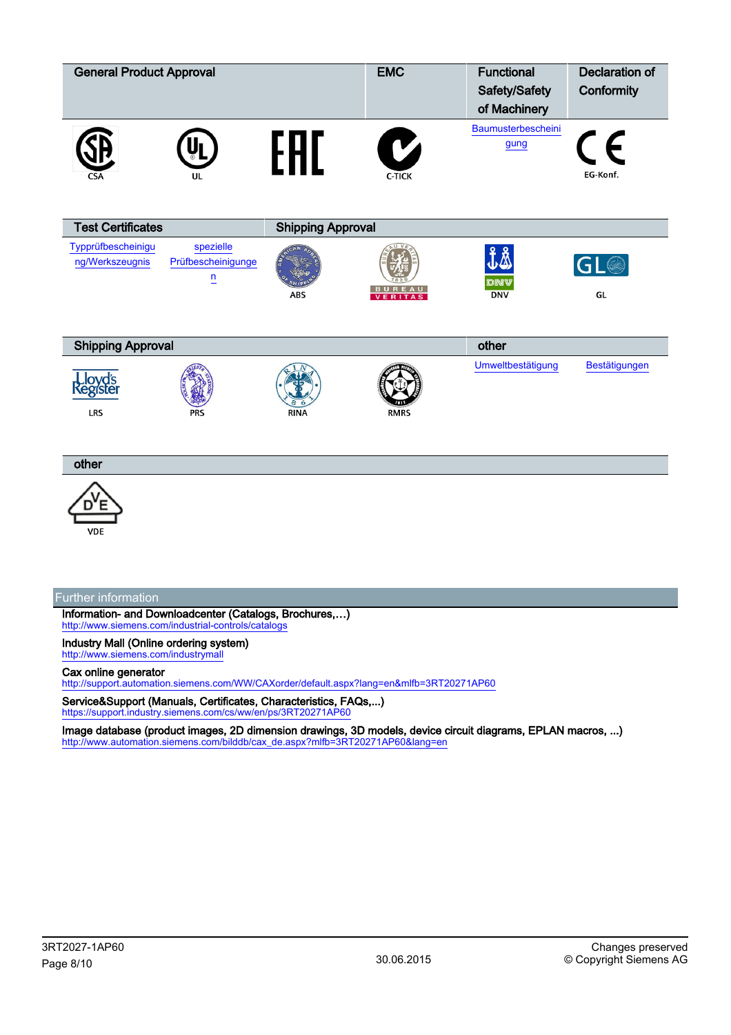| General Product Approval | | | EMC | Functional Safety/Safety of Machinery | Declaration of Conformity |
|---|---|---|---|---|---|
| CSA | UL | EAC | C-TICK | Baumusterbescheinigung | EG-Konf. |

| Test Certificates | | Shipping Approval | | | |
|---|---|---|---|---|---|
| Typprüfbescheinigung/Werkszeugnis | spezielle Prüfbescheinigungen | ABS | BUREAU VERITAS | DNV | GL |

| Shipping Approval | | | | other | |
|---|---|---|---|---|---|
| LRS | PRS | RINA | RMRS | Umweltbestätigung | Bestätigungen |

| other |
|---|
| VDE |

## Further information

**Information- and Downloadcenter (Catalogs, Brochures,…)**
http://www.siemens.com/industrial-controls/catalogs

**Industry Mall (Online ordering system)**
http://www.siemens.com/industrymall

**Cax online generator**
http://support.automation.siemens.com/WW/CAXorder/default.aspx?lang=en&mlfb=3RT20271AP60

**Service&Support (Manuals, Certificates, Characteristics, FAQs,...)**
https://support.industry.siemens.com/cs/ww/en/ps/3RT20271AP60

**Image database (product images, 2D dimension drawings, 3D models, device circuit diagrams, EPLAN macros, ...)**
http://www.automation.siemens.com/bilddb/cax_de.aspx?mlfb=3RT20271AP60&lang=en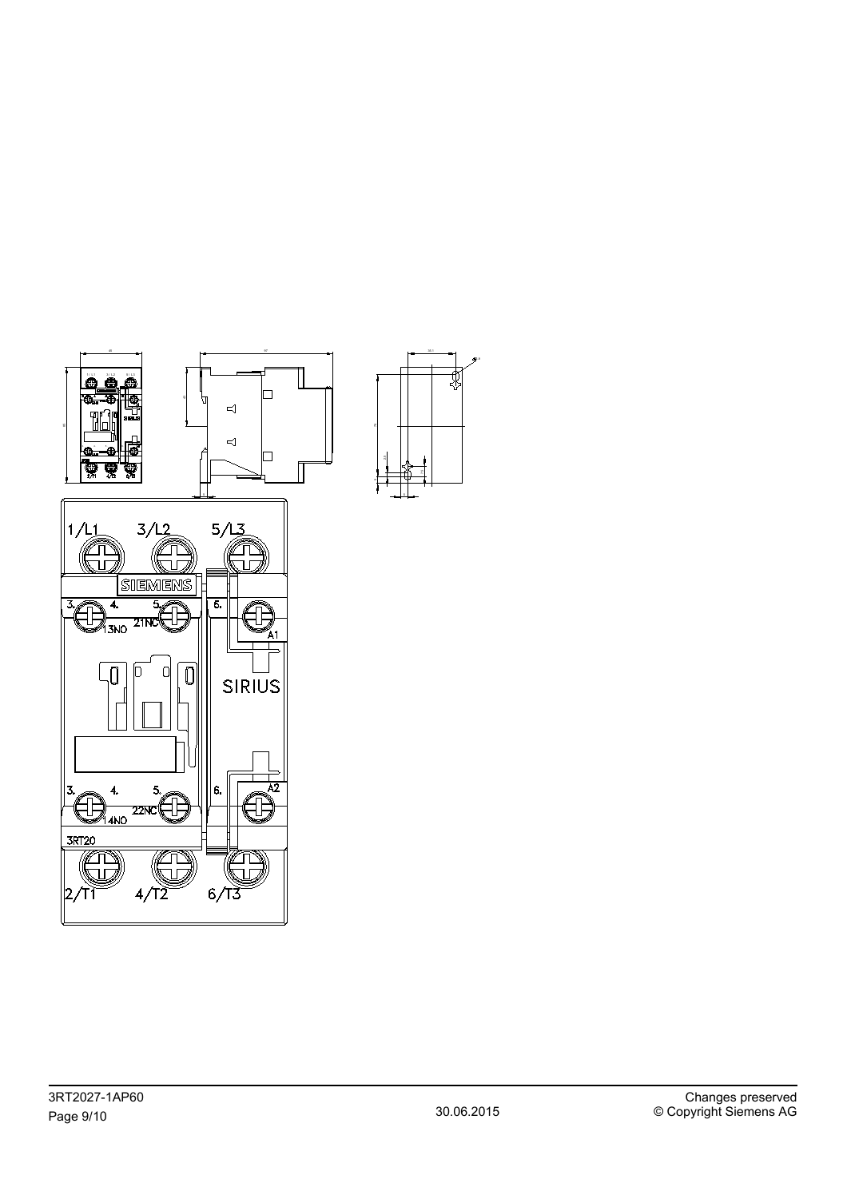1/L1 3/L2 5/L3

SIEMENS

3. 4. 5. 6.

13NO 21NC A1

SIRIUS

3. 4. 5. 6.

14NO 22NC A2

3RT20

2/T1 4/T2 6/T3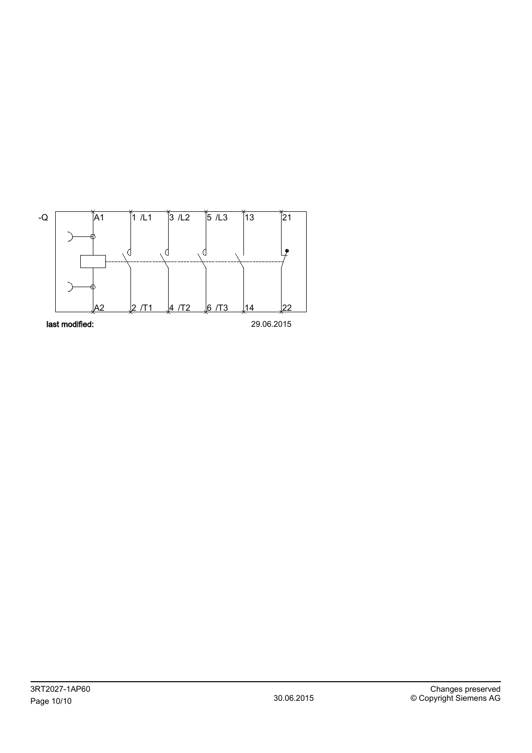-Q

A1 1 /L1 3 /L2 5 /L3 13 21

A2 2 /T1 4 /T2 6 /T3 14 22

**last modified:** 29.06.2015